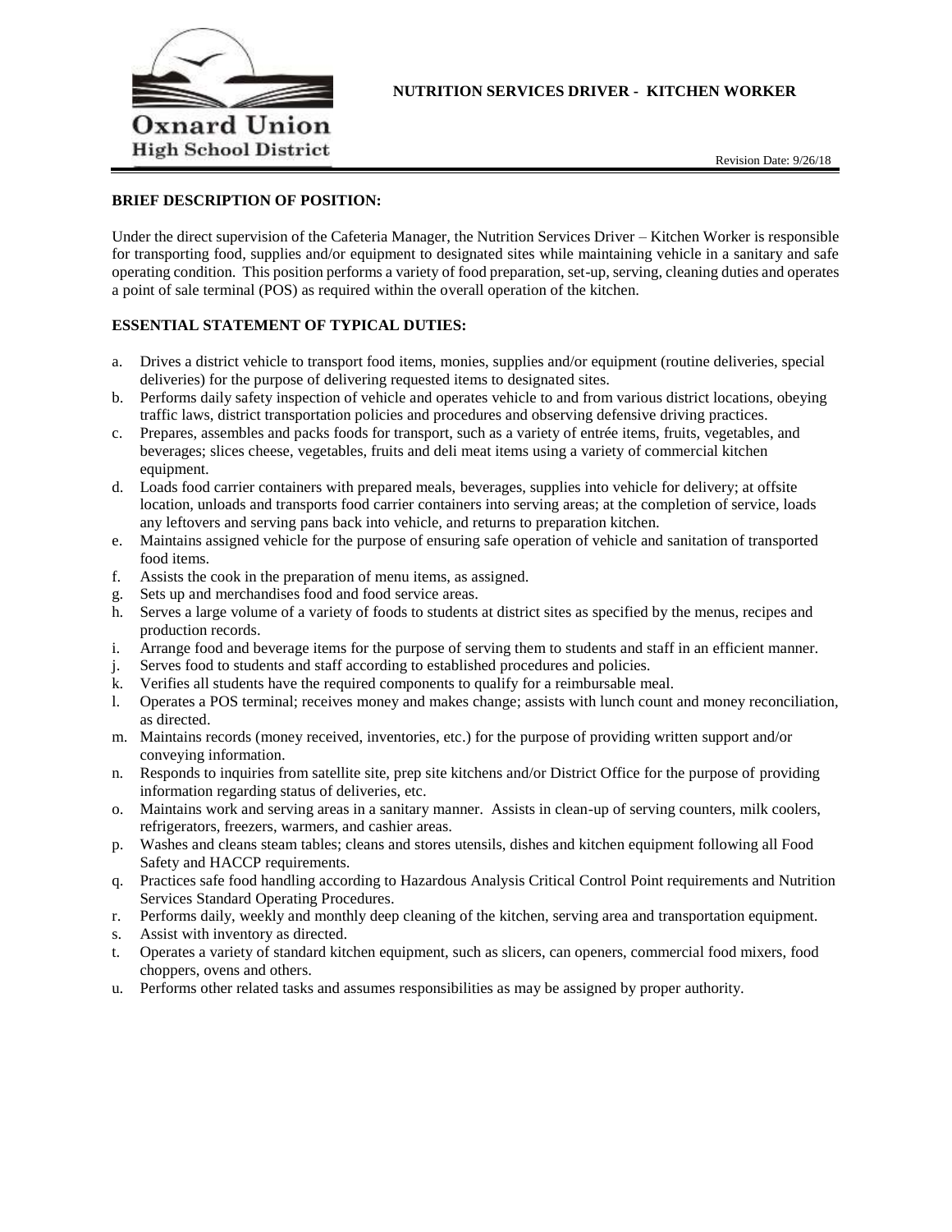Oxnard Union High School District

# NUTRITION SERVICES DRIVER - KITCHEN WORKER

Revision Date: 9/26/18

**BRIEF DESCRIPTION OF POSITION:**

Under the direct supervision of the Cafeteria Manager, the Nutrition Services Driver – Kitchen Worker is responsible for transporting food, supplies and/or equipment to designated sites while maintaining vehicle in a sanitary and safe operating condition. This position performs a variety of food preparation, set-up, serving, cleaning duties and operates a point of sale terminal (POS) as required within the overall operation of the kitchen.

**ESSENTIAL STATEMENT OF TYPICAL DUTIES:**

a. Drives a district vehicle to transport food items, monies, supplies and/or equipment (routine deliveries, special deliveries) for the purpose of delivering requested items to designated sites.
b. Performs daily safety inspection of vehicle and operates vehicle to and from various district locations, obeying traffic laws, district transportation policies and procedures and observing defensive driving practices.
c. Prepares, assembles and packs foods for transport, such as a variety of entrée items, fruits, vegetables, and beverages; slices cheese, vegetables, fruits and deli meat items using a variety of commercial kitchen equipment.
d. Loads food carrier containers with prepared meals, beverages, supplies into vehicle for delivery; at offsite location, unloads and transports food carrier containers into serving areas; at the completion of service, loads any leftovers and serving pans back into vehicle, and returns to preparation kitchen.
e. Maintains assigned vehicle for the purpose of ensuring safe operation of vehicle and sanitation of transported food items.
f. Assists the cook in the preparation of menu items, as assigned.
g. Sets up and merchandises food and food service areas.
h. Serves a large volume of a variety of foods to students at district sites as specified by the menus, recipes and production records.
i. Arrange food and beverage items for the purpose of serving them to students and staff in an efficient manner.
j. Serves food to students and staff according to established procedures and policies.
k. Verifies all students have the required components to qualify for a reimbursable meal.
l. Operates a POS terminal; receives money and makes change; assists with lunch count and money reconciliation, as directed.
m. Maintains records (money received, inventories, etc.) for the purpose of providing written support and/or conveying information.
n. Responds to inquiries from satellite site, prep site kitchens and/or District Office for the purpose of providing information regarding status of deliveries, etc.
o. Maintains work and serving areas in a sanitary manner. Assists in clean-up of serving counters, milk coolers, refrigerators, freezers, warmers, and cashier areas.
p. Washes and cleans steam tables; cleans and stores utensils, dishes and kitchen equipment following all Food Safety and HACCP requirements.
q. Practices safe food handling according to Hazardous Analysis Critical Control Point requirements and Nutrition Services Standard Operating Procedures.
r. Performs daily, weekly and monthly deep cleaning of the kitchen, serving area and transportation equipment.
s. Assist with inventory as directed.
t. Operates a variety of standard kitchen equipment, such as slicers, can openers, commercial food mixers, food choppers, ovens and others.
u. Performs other related tasks and assumes responsibilities as may be assigned by proper authority.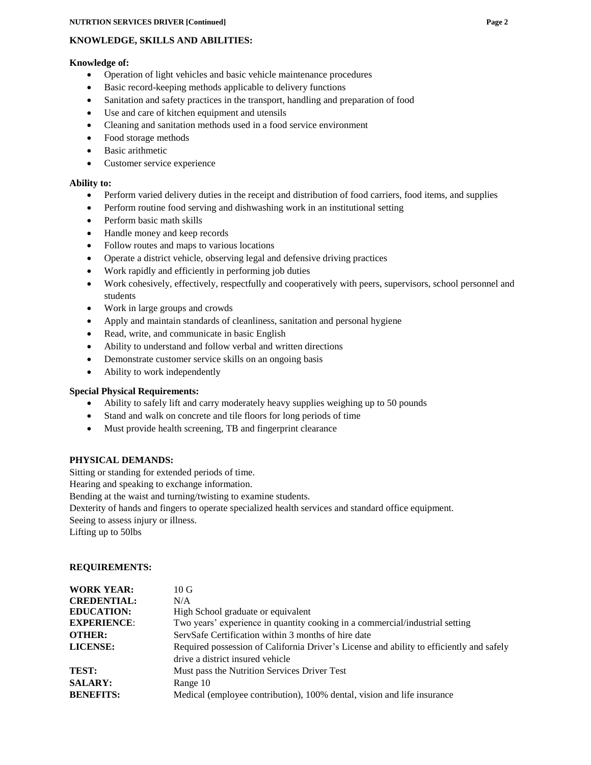**KNOWLEDGE, SKILLS AND ABILITIES:**

**Knowledge of:**

- Operation of light vehicles and basic vehicle maintenance procedures
- Basic record-keeping methods applicable to delivery functions
- Sanitation and safety practices in the transport, handling and preparation of food
- Use and care of kitchen equipment and utensils
- Cleaning and sanitation methods used in a food service environment
- Food storage methods
- Basic arithmetic
- Customer service experience

**Ability to:**

- Perform varied delivery duties in the receipt and distribution of food carriers, food items, and supplies
- Perform routine food serving and dishwashing work in an institutional setting
- Perform basic math skills
- Handle money and keep records
- Follow routes and maps to various locations
- Operate a district vehicle, observing legal and defensive driving practices
- Work rapidly and efficiently in performing job duties
- Work cohesively, effectively, respectfully and cooperatively with peers, supervisors, school personnel and students
- Work in large groups and crowds
- Apply and maintain standards of cleanliness, sanitation and personal hygiene
- Read, write, and communicate in basic English
- Ability to understand and follow verbal and written directions
- Demonstrate customer service skills on an ongoing basis
- Ability to work independently

**Special Physical Requirements:**

- Ability to safely lift and carry moderately heavy supplies weighing up to 50 pounds
- Stand and walk on concrete and tile floors for long periods of time
- Must provide health screening, TB and fingerprint clearance

**PHYSICAL DEMANDS:**

Sitting or standing for extended periods of time.
Hearing and speaking to exchange information.
Bending at the waist and turning/twisting to examine students.
Dexterity of hands and fingers to operate specialized health services and standard office equipment.
Seeing to assess injury or illness.
Lifting up to 50lbs

**REQUIREMENTS:**

| | |
|---|---|
| **WORK YEAR:** | 10 G |
| **CREDENTIAL:** | N/A |
| **EDUCATION:** | High School graduate or equivalent |
| **EXPERIENCE**: | Two years' experience in quantity cooking in a commercial/industrial setting |
| **OTHER:** | ServSafe Certification within 3 months of hire date |
| **LICENSE:** | Required possession of California Driver's License and ability to efficiently and safely drive a district insured vehicle |
| **TEST:** | Must pass the Nutrition Services Driver Test |
| **SALARY:** | Range 10 |
| **BENEFITS:** | Medical (employee contribution), 100% dental, vision and life insurance |